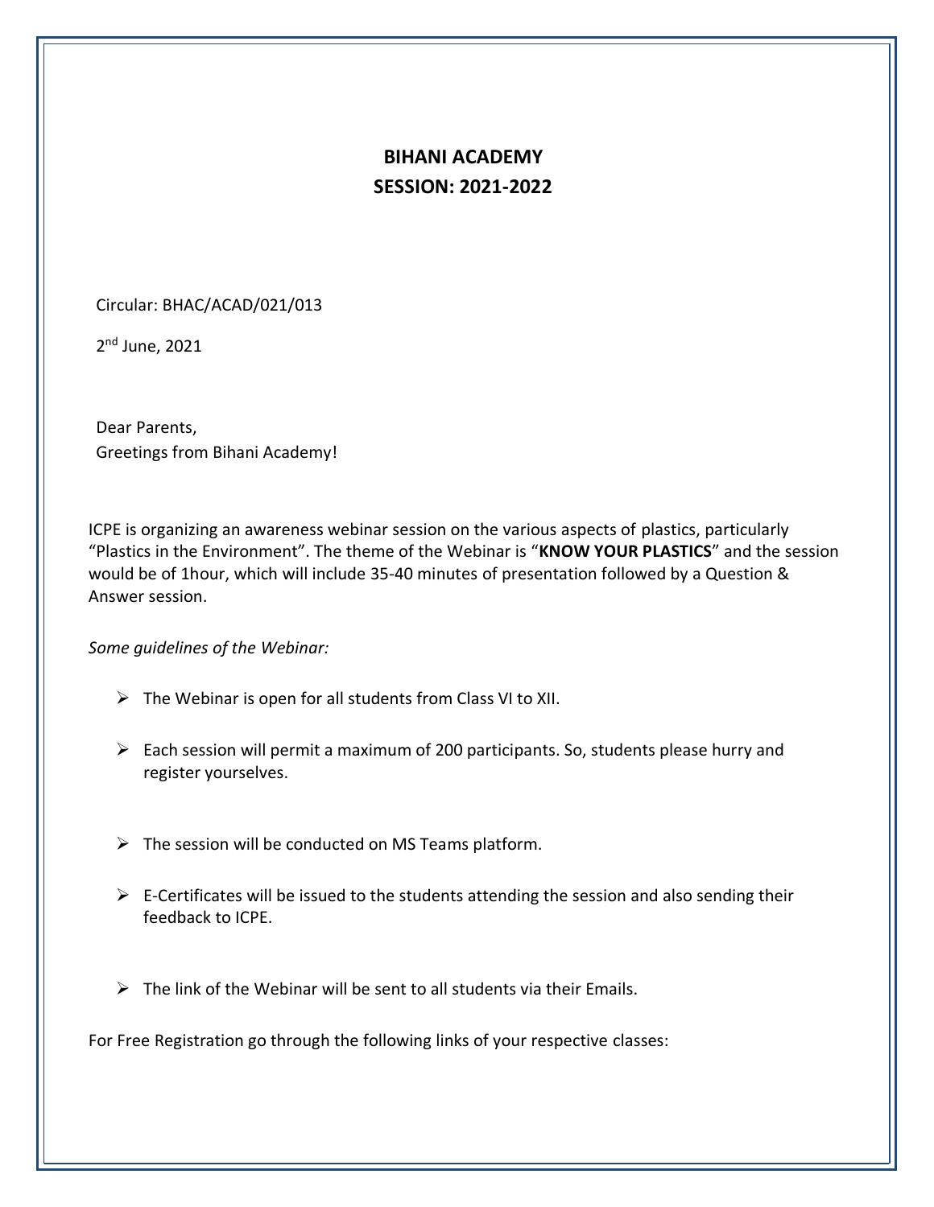# BIHANI ACADEMY

## SESSION: 2021-2022

Circular: BHAC/ACAD/021/013

2nd June, 2021

Dear Parents,
Greetings from Bihani Academy!

ICPE is organizing an awareness webinar session on the various aspects of plastics, particularly "Plastics in the Environment". The theme of the Webinar is "**KNOW YOUR PLASTICS**" and the session would be of 1hour, which will include 35-40 minutes of presentation followed by a Question & Answer session.

*Some guidelines of the Webinar:*

- The Webinar is open for all students from Class VI to XII.
- Each session will permit a maximum of 200 participants. So, students please hurry and register yourselves.
- The session will be conducted on MS Teams platform.
- E-Certificates will be issued to the students attending the session and also sending their feedback to ICPE.
- The link of the Webinar will be sent to all students via their Emails.

For Free Registration go through the following links of your respective classes: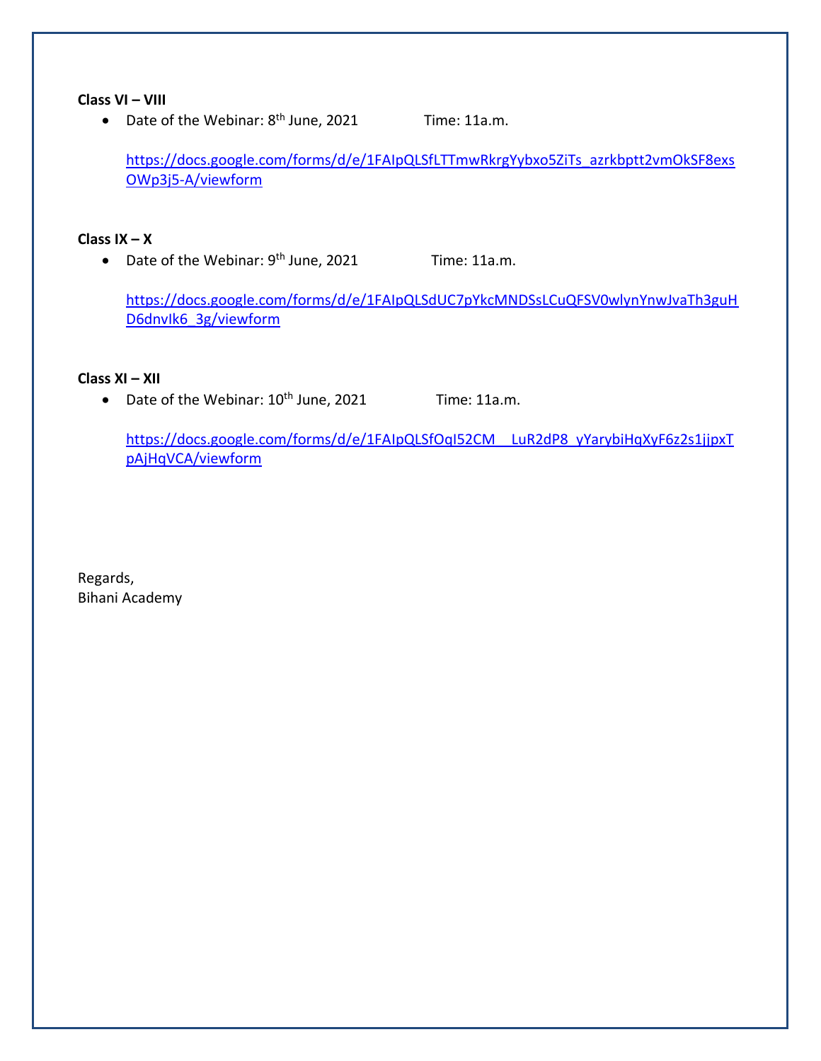**Class VI – VIII**

- Date of the Webinar: 8th June, 2021 Time: 11a.m.

  https://docs.google.com/forms/d/e/1FAIpQLSfLTTmwRkrgYybxo5ZiTs_azrkbptt2vmOkSF8exsOWp3j5-A/viewform

**Class IX – X**

- Date of the Webinar: 9th June, 2021 Time: 11a.m.

  https://docs.google.com/forms/d/e/1FAIpQLSdUC7pYkcMNDSsLCuQFSV0wlynYnwJvaTh3guHD6dnvIk6_3g/viewform

**Class XI – XII**

- Date of the Webinar: 10th June, 2021 Time: 11a.m.

  https://docs.google.com/forms/d/e/1FAIpQLSfOqI52CM__LuR2dP8_yYarybiHqXyF6z2s1jjpxTpAjHqVCA/viewform

Regards,
Bihani Academy